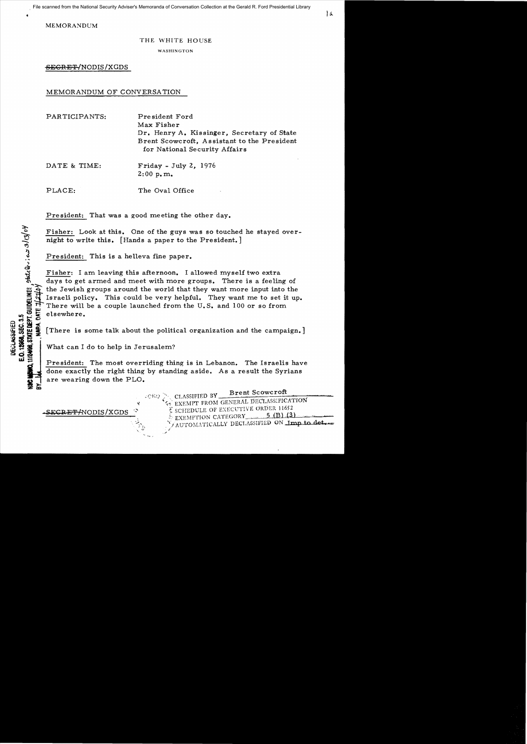MEMORANDUM

THE WHITE HOUSE

WASHINGTON

~~SECRET~~/NODIS/XGDS

MEMORANDUM OF CONVERSATION

PARTICIPANTS: President Ford
Max Fisher
Dr. Henry A. Kissinger, Secretary of State
Brent Scowcroft, Assistant to the President for National Security Affairs

DATE & TIME: Friday - July 2, 1976
2:00 p.m.

PLACE: The Oval Office

President: That was a good meeting the other day.

Fisher: Look at this. One of the guys was so touched he stayed overnight to write this. [Hands a paper to the President.]

President: This is a helleva fine paper.

Fisher: I am leaving this afternoon. I allowed myself two extra days to get armed and meet with more groups. There is a feeling of the Jewish groups around the world that they want more input into the Israeli policy. This could be very helpful. They want me to set it up. There will be a couple launched from the U.S. and 100 or so from elsewhere.

[There is some talk about the political organization and the campaign.]

What can I do to help in Jerusalem?

President: The most overriding thing is in Lebanon. The Israelis have done exactly the right thing by standing aside. As a result the Syrians are wearing down the PLO.

~~SECRET~~/NODIS/XGDS

CLASSIFIED BY Brent Scowcroft
EXEMPT FROM GENERAL DECLASSIFICATION SCHEDULE OF EXECUTIVE ORDER 11652
EXEMPTION CATEGORY 5 (B) (3)
AUTOMATICALLY DECLASSIFIED ON Imp to det.

DECLASSIFIED
E.O. 12958, SEC. 3.5
NSC MEMO, 11/24/98, STATE DEPT. GUIDELINES, State Rev. 3/3/04
BY ___, NARA, DATE 7/27/04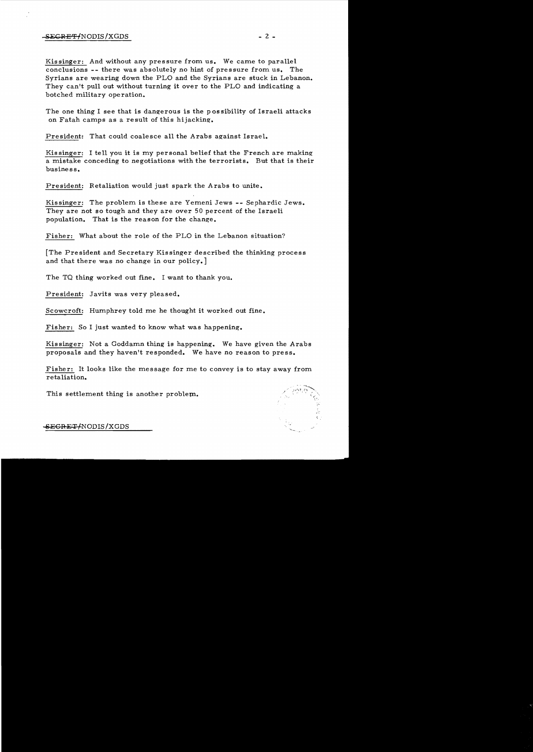Kissinger: And without any pressure from us. We came to parallel conclusions -- there was absolutely no hint of pressure from us. The Syrians are wearing down the PLO and the Syrians are stuck in Lebanon. They can't pull out without turning it over to the PLO and indicating a botched military operation.

The one thing I see that is dangerous is the possibility of Israeli attacks on Fatah camps as a result of this hijacking.

President: That could coalesce all the Arabs against Israel.

Kissinger: I tell you it is my personal belief that the French are making a mistake conceding to negotiations with the terrorists. But that is their business.

President: Retaliation would just spark the Arabs to unite.

Kissinger: The problem is these are Yemeni Jews -- Sephardic Jews. They are not so tough and they are over 50 percent of the Israeli population. That is the reason for the change.

Fisher: What about the role of the PLO in the Lebanon situation?

[The President and Secretary Kissinger described the thinking process and that there was no change in our policy.]

The TQ thing worked out fine. I want to thank you.

President: Javits was very pleased.

Scowcroft: Humphrey told me he thought it worked out fine.

Fisher: So I just wanted to know what was happening.

Kissinger: Not a Goddamn thing is happening. We have given the Arabs proposals and they haven't responded. We have no reason to press.

Fisher: It looks like the message for me to convey is to stay away from retaliation.

This settlement thing is another problem.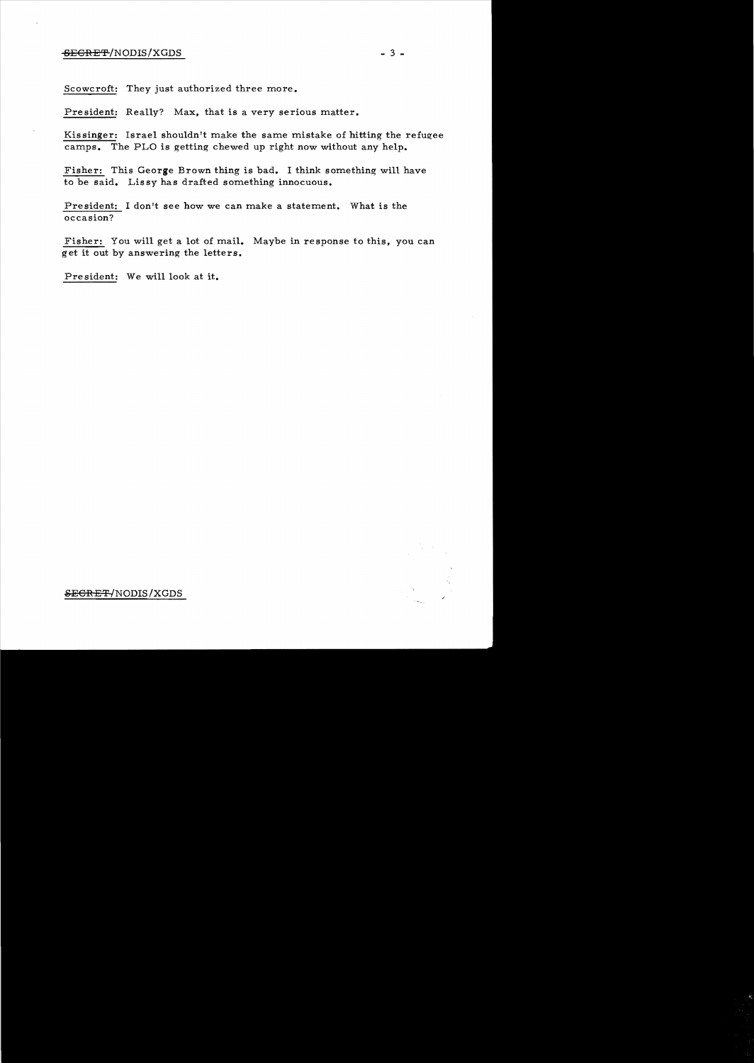Scowcroft: They just authorized three more.

President: Really? Max, that is a very serious matter.

Kissinger: Israel shouldn't make the same mistake of hitting the refugee camps. The PLO is getting chewed up right now without any help.

Fisher: This George Brown thing is bad. I think something will have to be said. Lissy has drafted something innocuous.

President: I don't see how we can make a statement. What is the occasion?

Fisher: You will get a lot of mail. Maybe in response to this, you can get it out by answering the letters.

President: We will look at it.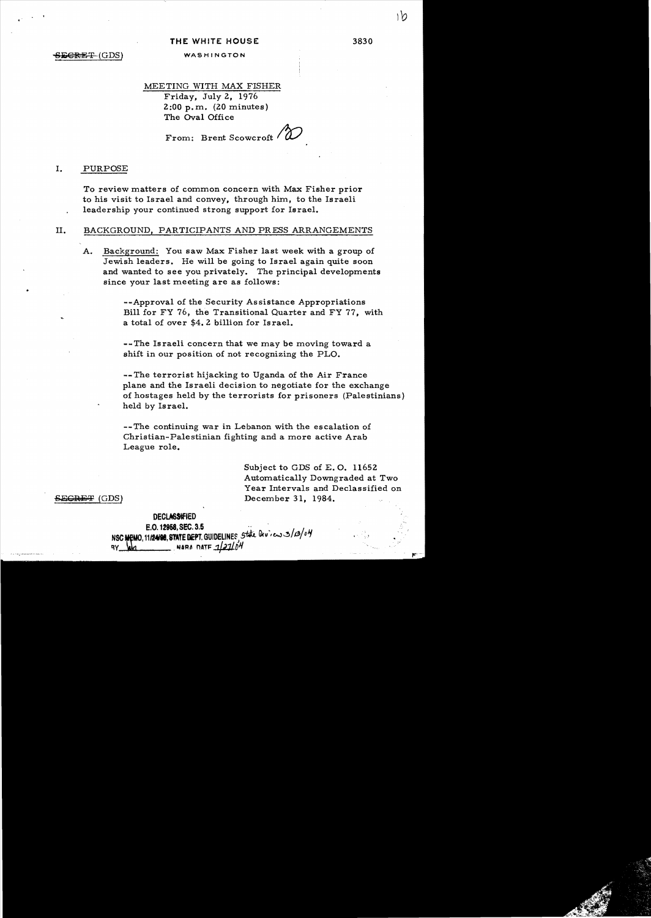~~SECRET~~ (GDS)

THE WHITE HOUSE

WASHINGTON

3830

MEETING WITH MAX FISHER
Friday, July 2, 1976
2:00 p.m. (20 minutes)
The Oval Office

From: Brent Scowcroft

## I. PURPOSE

To review matters of common concern with Max Fisher prior to his visit to Israel and convey, through him, to the Israeli leadership your continued strong support for Israel.

## II. BACKGROUND, PARTICIPANTS AND PRESS ARRANGEMENTS

A. Background: You saw Max Fisher last week with a group of Jewish leaders. He will be going to Israel again quite soon and wanted to see you privately. The principal developments since your last meeting are as follows:

--Approval of the Security Assistance Appropriations Bill for FY 76, the Transitional Quarter and FY 77, with a total of over $4.2 billion for Israel.

--The Israeli concern that we may be moving toward a shift in our position of not recognizing the PLO.

--The terrorist hijacking to Uganda of the Air France plane and the Israeli decision to negotiate for the exchange of hostages held by the terrorists for prisoners (Palestinians) held by Israel.

--The continuing war in Lebanon with the escalation of Christian-Palestinian fighting and a more active Arab League role.

Subject to GDS of E.O. 11652
Automatically Downgraded at Two Year Intervals and Declassified on December 31, 1984.

~~SECRET~~ (GDS)

DECLASSIFIED
E.O. 12958, SEC. 3.5
NSC MEMO, 11/24/98, STATE DEPT. GUIDELINES State Review 3/13/04
BY [illegible] NARA DATE 7/27/04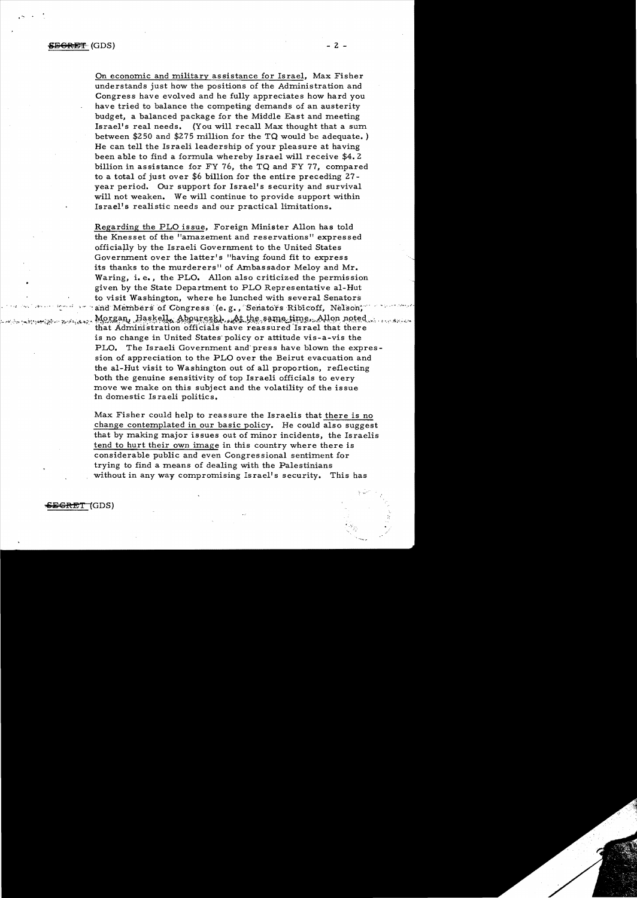On economic and military assistance for Israel, Max Fisher understands just how the positions of the Administration and Congress have evolved and he fully appreciates how hard you have tried to balance the competing demands of an austerity budget, a balanced package for the Middle East and meeting Israel's real needs. (You will recall Max thought that a sum between $250 and $275 million for the TQ would be adequate.) He can tell the Israeli leadership of your pleasure at having been able to find a formula whereby Israel will receive $4.2 billion in assistance for FY 76, the TQ and FY 77, compared to a total of just over $6 billion for the entire preceding 27-year period. Our support for Israel's security and survival will not weaken. We will continue to provide support within Israel's realistic needs and our practical limitations.

Regarding the PLO issue, Foreign Minister Allon has told the Knesset of the "amazement and reservations" expressed officially by the Israeli Government to the United States Government over the latter's "having found fit to express its thanks to the murderers" of Ambassador Meloy and Mr. Waring, i.e., the PLO. Allon also criticized the permission given by the State Department to PLO Representative al-Hut to visit Washington, where he lunched with several Senators and Members of Congress (e.g., Senators Ribicoff, Nelson, Morgan, Haskell, Abourezk). At the same time, Allon noted that Administration officials have reassured Israel that there is no change in United States policy or attitude vis-a-vis the PLO. The Israeli Government and press have blown the expression of appreciation to the PLO over the Beirut evacuation and the al-Hut visit to Washington out of all proportion, reflecting both the genuine sensitivity of top Israeli officials to every move we make on this subject and the volatility of the issue in domestic Israeli politics.

Max Fisher could help to reassure the Israelis that there is no change contemplated in our basic policy. He could also suggest that by making major issues out of minor incidents, the Israelis tend to hurt their own image in this country where there is considerable public and even Congressional sentiment for trying to find a means of dealing with the Palestinians without in any way compromising Israel's security. This has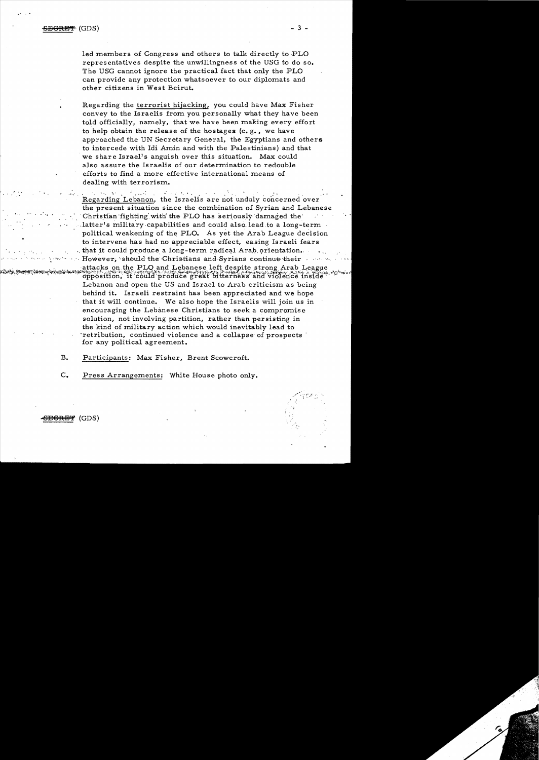led members of Congress and others to talk directly to PLO representatives despite the unwillingness of the USG to do so. The USG cannot ignore the practical fact that only the PLO can provide any protection whatsoever to our diplomats and other citizens in West Beirut.

Regarding the terrorist hijacking, you could have Max Fisher convey to the Israelis from you personally what they have been told officially, namely, that we have been making every effort to help obtain the release of the hostages (e.g., we have approached the UN Secretary General, the Egyptians and others to intercede with Idi Amin and with the Palestinians) and that we share Israel's anguish over this situation. Max could also assure the Israelis of our determination to redouble efforts to find a more effective international means of dealing with terrorism.

Regarding Lebanon, the Israelis are not unduly concerned over the present situation since the combination of Syrian and Lebanese Christian fighting with the PLO has seriously damaged the latter's military capabilities and could also lead to a long-term political weakening of the PLO. As yet the Arab League decision to intervene has had no appreciable effect, easing Israeli fears that it could produce a long-term radical Arab orientation. However, should the Christians and Syrians continue their attacks on the PLO and Lebanese left despite strong Arab League opposition, it could produce great bitterness and violence inside Lebanon and open the US and Israel to Arab criticism as being behind it. Israeli restraint has been appreciated and we hope that it will continue. We also hope the Israelis will join us in encouraging the Lebanese Christians to seek a compromise solution, not involving partition, rather than persisting in the kind of military action which would inevitably lead to retribution, continued violence and a collapse of prospects for any political agreement.

B. Participants: Max Fisher, Brent Scowcroft.

C. Press Arrangements: White House photo only.

~~SECRET~~ (GDS)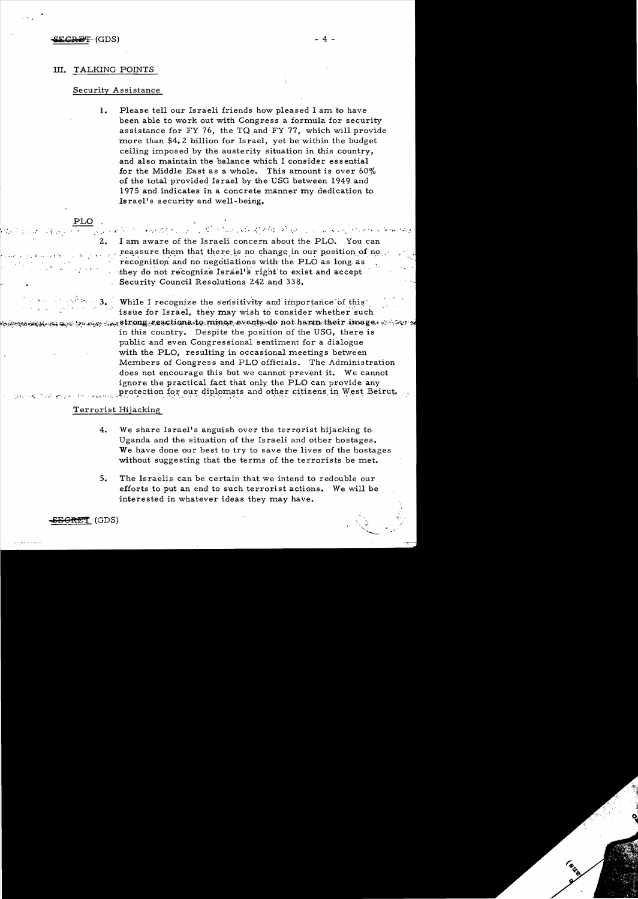## III. TALKING POINTS

### Security Assistance

1. Please tell our Israeli friends how pleased I am to have been able to work out with Congress a formula for security assistance for FY 76, the TQ and FY 77, which will provide more than $4.2 billion for Israel, yet be within the budget ceiling imposed by the austerity situation in this country, and also maintain the balance which I consider essential for the Middle East as a whole. This amount is over 60% of the total provided Israel by the USG between 1949 and 1975 and indicates in a concrete manner my dedication to Israel's security and well-being.

### PLO

2. I am aware of the Israeli concern about the PLO. You can reassure them that there is no change in our position of no recognition and no negotiations with the PLO as long as they do not recognize Israel's right to exist and accept Security Council Resolutions 242 and 338.

3. While I recognize the sensitivity and importance of this issue for Israel, they may wish to consider whether such strong reactions to minor events do not harm their image in this country. Despite the position of the USG, there is public and even Congressional sentiment for a dialogue with the PLO, resulting in occasional meetings between Members of Congress and PLO officials. The Administration does not encourage this but we cannot prevent it. We cannot ignore the practical fact that only the PLO can provide any protection for our diplomats and other citizens in West Beirut.

### Terrorist Hijacking

4. We share Israel's anguish over the terrorist hijacking to Uganda and the situation of the Israeli and other hostages. We have done our best to try to save the lives of the hostages without suggesting that the terms of the terrorists be met.

5. The Israelis can be certain that we intend to redouble our efforts to put an end to such terrorist actions. We will be interested in whatever ideas they may have.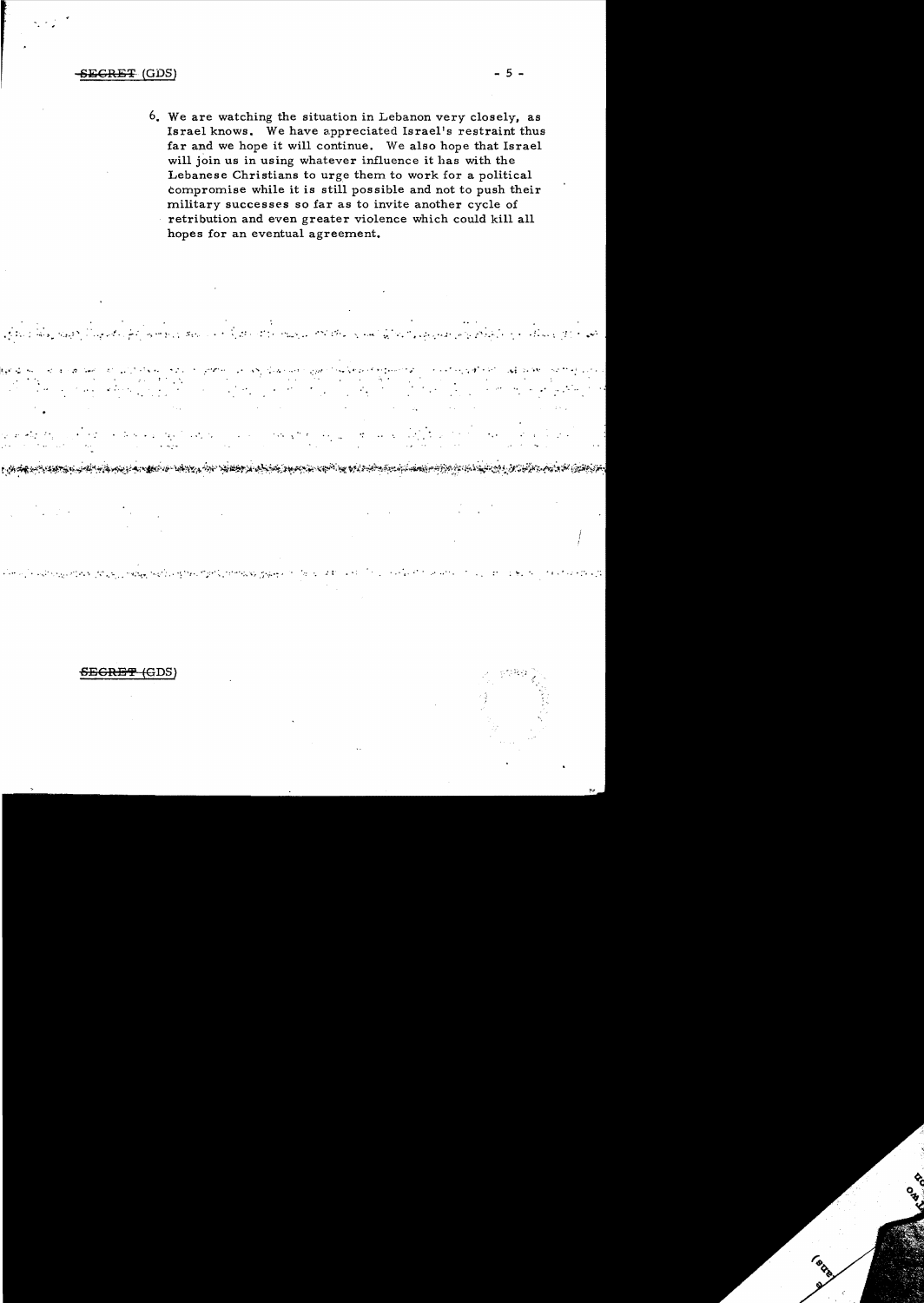6. We are watching the situation in Lebanon very closely, as Israel knows. We have appreciated Israel's restraint thus far and we hope it will continue. We also hope that Israel will join us in using whatever influence it has with the Lebanese Christians to urge them to work for a political compromise while it is still possible and not to push their military successes so far as to invite another cycle of retribution and even greater violence which could kill all hopes for an eventual agreement.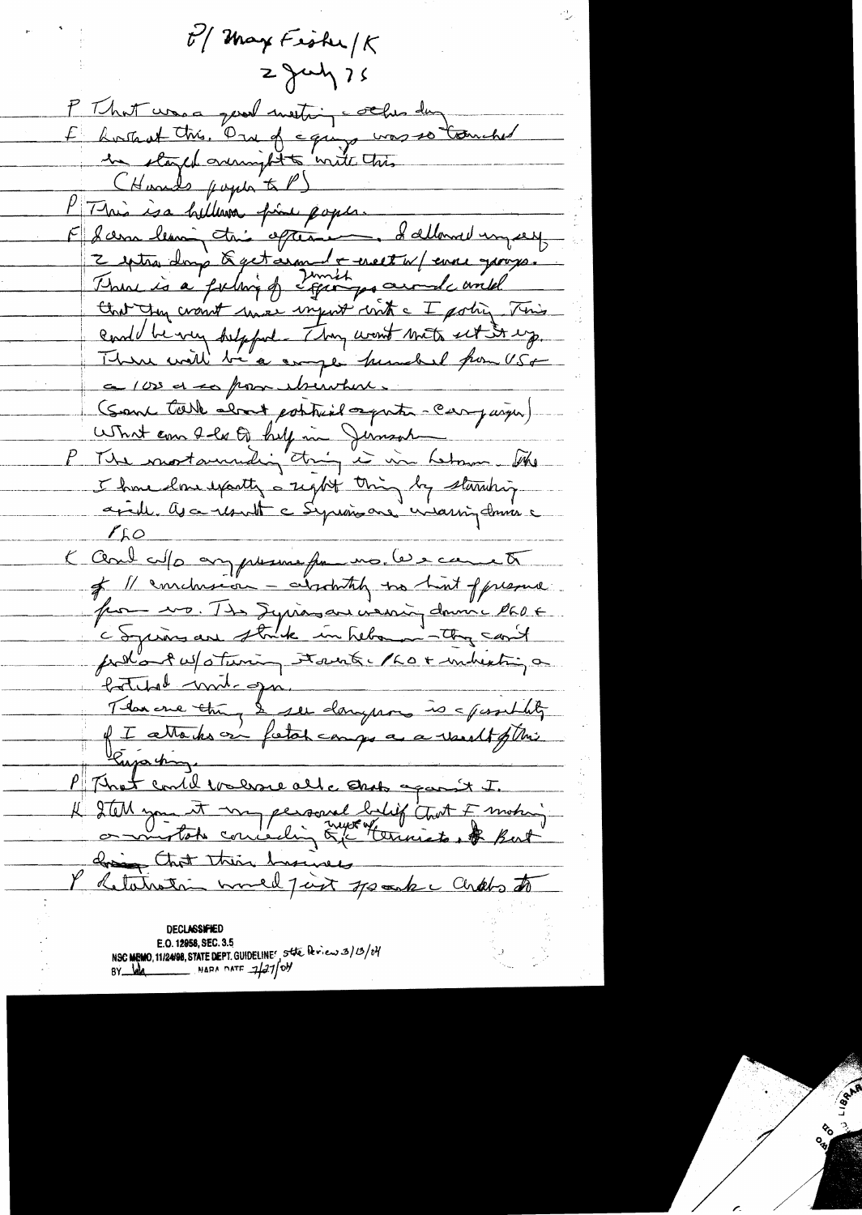P/ Max Fisher/K
2 July 75

P That was a good meeting the other day.

F I was struck at this. One of the group was so touched he stayed overnight to write this.
(Hands paper to P)

P This is a hell of a fine paper.

F I am leaving this afternoon. I allowed myself 2 extra days to get around & meet w/ more groups. There is a feeling of Jewish groups around the world that they want more input into the I policy. This could be very helpful. They want to set it up. There will be a couple hundred from US & a 100 or so from elsewhere.
(Some talk about political aspects - campaign)
What can I do to help in Jerusalem.

P The most amazing thing is in Lebanon. We I have done exactly the right thing by standing aside. As a result the Syrians are wearing down the PLO.

K And w/o any pressure from us. We came to of // conclusion - absolutely no hint of pressure from us. The Syrians are wearing down the PLO & the Syrians are stuck in Lebanon - they can't pull out w/o turning it over to the PLO & inheriting a hotbed next door.
The one thing I see dangerous is a possibility of I attacks on Fatah camps as a result of this kidnapping.

P That could unleash all the Arabs against I.

K I tell you it my personal belief that I making a mistake conceding to the terrorists. But doing that this business

P Retaliation would just speak the Arabs to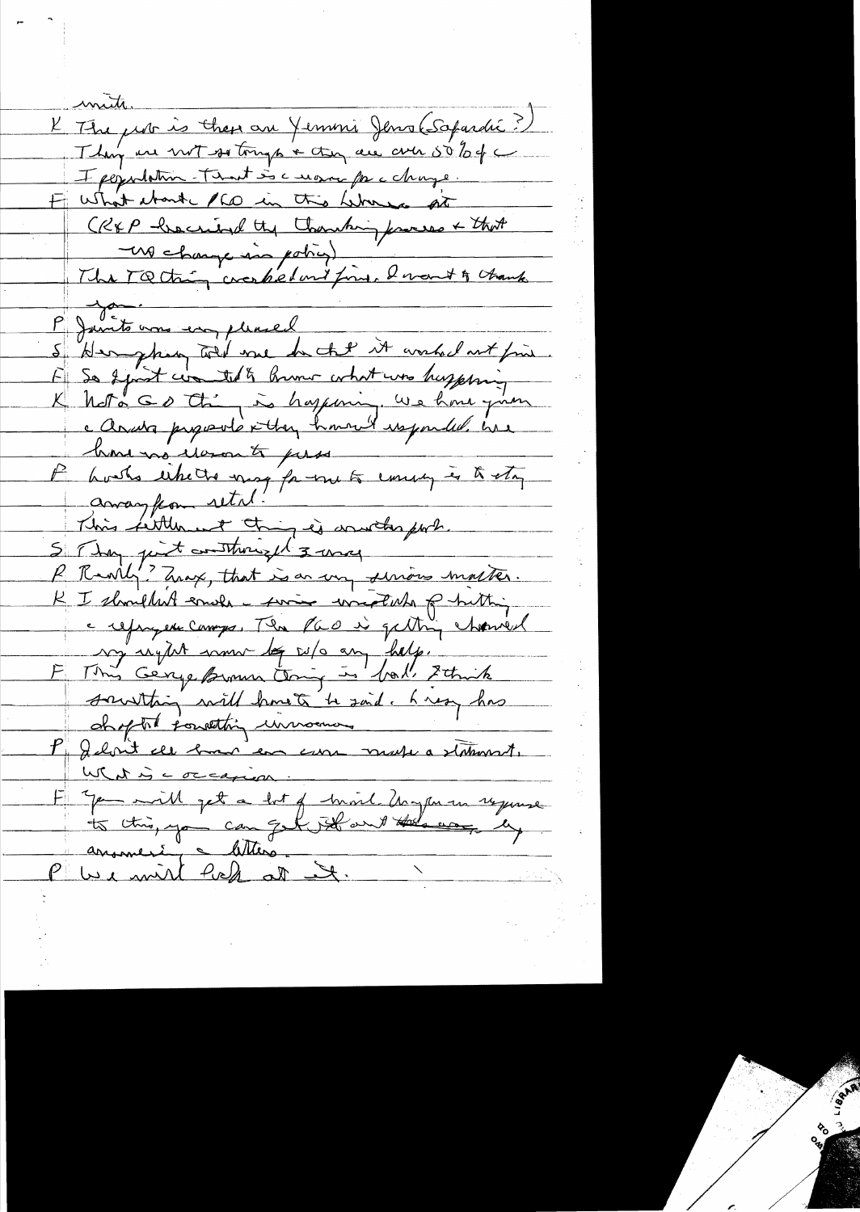with.

K The prob is there are Yemeni Jews (Safardic?) They are not so tough & they are over 50% of the population. That is a reason for a change.

F What about PLO in this letter — at (R&P — described the Chinese process & that — no change in policy)

The TQ thing worked out fine. I want to thank you.

P Javits was very pleased

S Humphrey told me he felt it worked out fine.

F So I just wanted to know what was happening

K Not a God thing is happening. We have given a Arab proposals & they haven't responded. We have no reason to press

P Looks like the only factor to convey is to stay away from retail.

This settlement thing is another part.

S They just authorized 3 more

P Really? Wax, that is a very serious matter.

K I shouldn't work — some incident of hitting a refugee camps. The PLO is getting chewed up right now by S/O any help.

F This George Brown thing is bad. I think something will have to be said. Levy has drafted something innocuous

P I don't see how we can make a statement. What is occasion.

F You will get a lot of mail. Maybe in response to this, you can get it out ~~this way~~ by answering a letter.

P We will look at it.